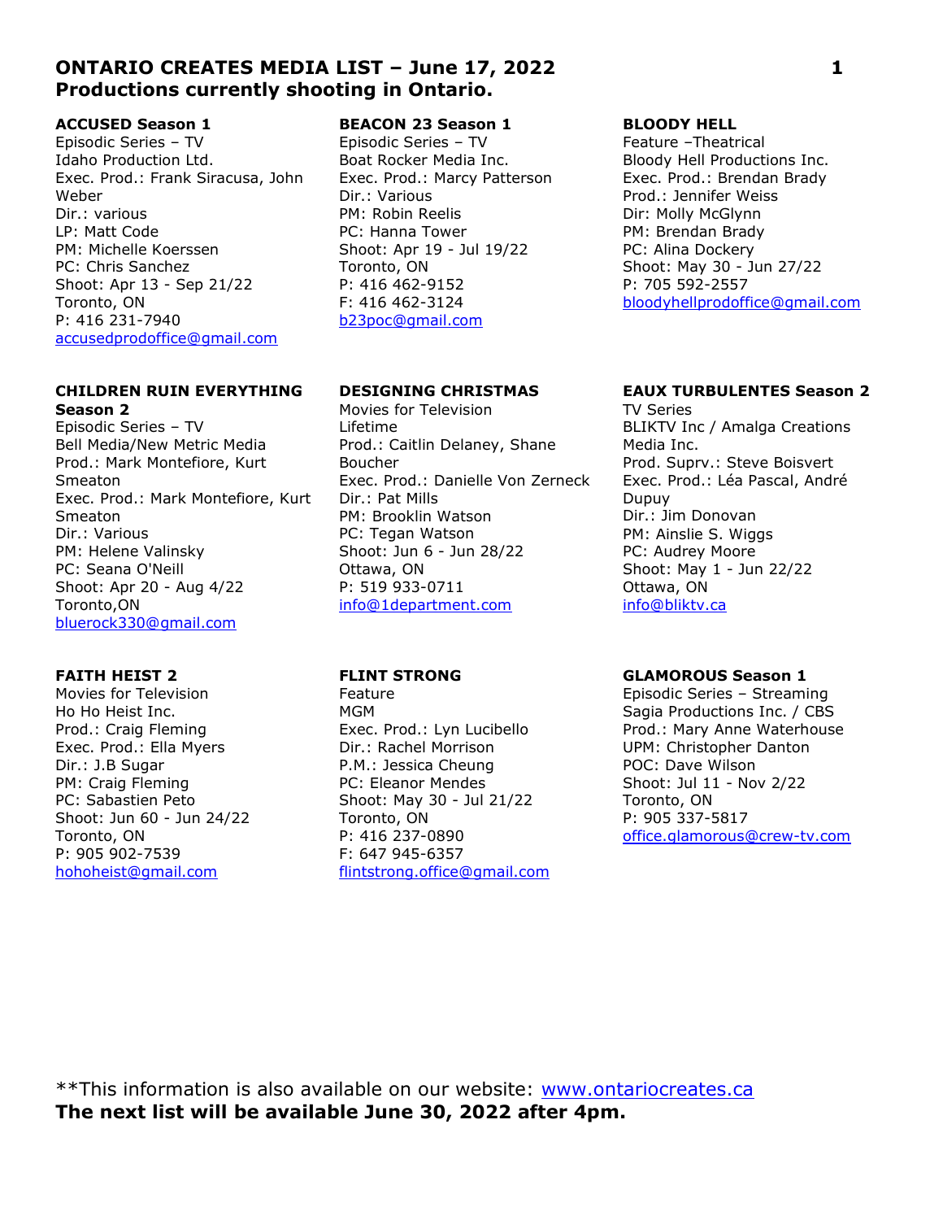# ONTARIO CREATES MEDIA LIST – June 17, 2022
## Productions currently shooting in Ontario.

**ACCUSED Season 1**
Episodic Series – TV
Idaho Production Ltd.
Exec. Prod.: Frank Siracusa, John Weber
Dir.: various
LP: Matt Code
PM: Michelle Koerssen
PC: Chris Sanchez
Shoot: Apr 13 - Sep 21/22
Toronto, ON
P: 416 231-7940
accusedprodoffice@gmail.com

**BEACON 23 Season 1**
Episodic Series – TV
Boat Rocker Media Inc.
Exec. Prod.: Marcy Patterson
Dir.: Various
PM: Robin Reelis
PC: Hanna Tower
Shoot: Apr 19 - Jul 19/22
Toronto, ON
P: 416 462-9152
F: 416 462-3124
b23poc@gmail.com

**BLOODY HELL**
Feature –Theatrical
Bloody Hell Productions Inc.
Exec. Prod.: Brendan Brady
Prod.: Jennifer Weiss
Dir: Molly McGlynn
PM: Brendan Brady
PC: Alina Dockery
Shoot: May 30 - Jun 27/22
P: 705 592-2557
bloodyhellprodoffice@gmail.com

**CHILDREN RUIN EVERYTHING Season 2**
Episodic Series – TV
Bell Media/New Metric Media
Prod.: Mark Montefiore, Kurt Smeaton
Exec. Prod.: Mark Montefiore, Kurt Smeaton
Dir.: Various
PM: Helene Valinsky
PC: Seana O'Neill
Shoot: Apr 20 - Aug 4/22
Toronto,ON
bluerock330@gmail.com

**DESIGNING CHRISTMAS**
Movies for Television
Lifetime
Prod.: Caitlin Delaney, Shane Boucher
Exec. Prod.: Danielle Von Zerneck
Dir.: Pat Mills
PM: Brooklin Watson
PC: Tegan Watson
Shoot: Jun 6 - Jun 28/22
Ottawa, ON
P: 519 933-0711
info@1department.com

**EAUX TURBULENTES Season 2**
TV Series
BLIKTV Inc / Amalga Creations Media Inc.
Prod. Suprv.: Steve Boisvert
Exec. Prod.: Léa Pascal, André Dupuy
Dir.: Jim Donovan
PM: Ainslie S. Wiggs
PC: Audrey Moore
Shoot: May 1 - Jun 22/22
Ottawa, ON
info@bliktv.ca

**FAITH HEIST 2**
Movies for Television
Ho Ho Heist Inc.
Prod.: Craig Fleming
Exec. Prod.: Ella Myers
Dir.: J.B Sugar
PM: Craig Fleming
PC: Sabastien Peto
Shoot: Jun 60 - Jun 24/22
Toronto, ON
P: 905 902-7539
hohoheist@gmail.com

**FLINT STRONG**
Feature
MGM
Exec. Prod.: Lyn Lucibello
Dir.: Rachel Morrison
P.M.: Jessica Cheung
PC: Eleanor Mendes
Shoot: May 30 - Jul 21/22
Toronto, ON
P: 416 237-0890
F: 647 945-6357
flintstrong.office@gmail.com

**GLAMOROUS Season 1**
Episodic Series – Streaming
Sagia Productions Inc. / CBS
Prod.: Mary Anne Waterhouse
UPM: Christopher Danton
POC: Dave Wilson
Shoot: Jul 11 - Nov 2/22
Toronto, ON
P: 905 337-5817
office.glamorous@crew-tv.com

**This information is also available on our website: www.ontariocreates.ca
**The next list will be available June 30, 2022 after 4pm.**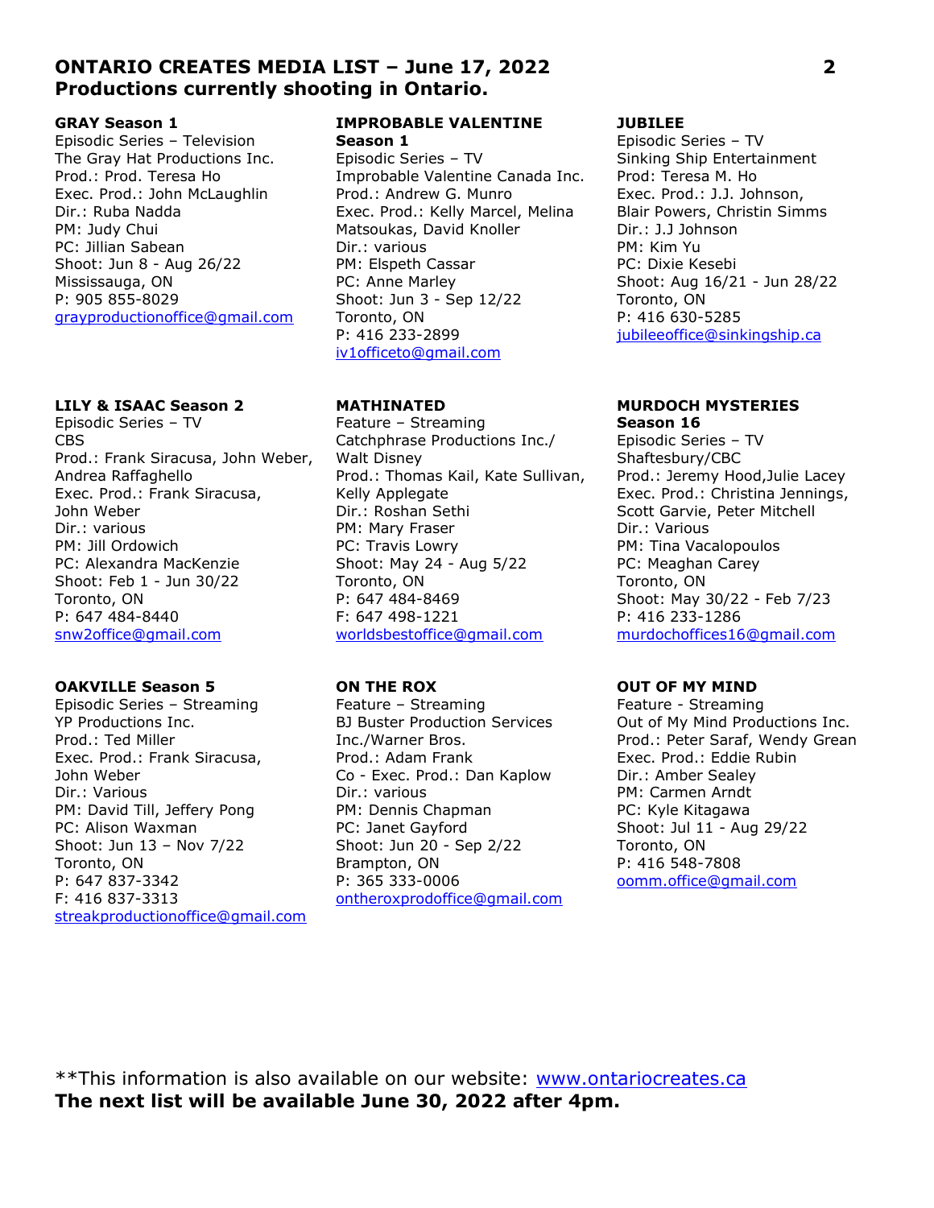## ONTARIO CREATES MEDIA LIST – June 17, 2022
**Productions currently shooting in Ontario.**

**GRAY Season 1**
Episodic Series – Television
The Gray Hat Productions Inc.
Prod.: Prod. Teresa Ho
Exec. Prod.: John McLaughlin
Dir.: Ruba Nadda
PM: Judy Chui
PC: Jillian Sabean
Shoot: Jun 8 - Aug 26/22
Mississauga, ON
P: 905 855-8029
grayproductionoffice@gmail.com

**IMPROBABLE VALENTINE Season 1**
Episodic Series – TV
Improbable Valentine Canada Inc.
Prod.: Andrew G. Munro
Exec. Prod.: Kelly Marcel, Melina Matsoukas, David Knoller
Dir.: various
PM: Elspeth Cassar
PC: Anne Marley
Shoot: Jun 3 - Sep 12/22
Toronto, ON
P: 416 233-2899
iv1officeto@gmail.com

**JUBILEE**
Episodic Series – TV
Sinking Ship Entertainment
Prod: Teresa M. Ho
Exec. Prod.: J.J. Johnson, Blair Powers, Christin Simms
Dir.: J.J Johnson
PM: Kim Yu
PC: Dixie Kesebi
Shoot: Aug 16/21 - Jun 28/22
Toronto, ON
P: 416 630-5285
jubileeoffice@sinkingship.ca

**LILY & ISAAC Season 2**
Episodic Series – TV
CBS
Prod.: Frank Siracusa, John Weber, Andrea Raffaghello
Exec. Prod.: Frank Siracusa, John Weber
Dir.: various
PM: Jill Ordowich
PC: Alexandra MacKenzie
Shoot: Feb 1 - Jun 30/22
Toronto, ON
P: 647 484-8440
snw2office@gmail.com

**MATHINATED**
Feature – Streaming
Catchphrase Productions Inc./ Walt Disney
Prod.: Thomas Kail, Kate Sullivan, Kelly Applegate
Dir.: Roshan Sethi
PM: Mary Fraser
PC: Travis Lowry
Shoot: May 24 - Aug 5/22
Toronto, ON
P: 647 484-8469
F: 647 498-1221
worldsbestoffice@gmail.com

**MURDOCH MYSTERIES Season 16**
Episodic Series – TV
Shaftesbury/CBC
Prod.: Jeremy Hood,Julie Lacey
Exec. Prod.: Christina Jennings, Scott Garvie, Peter Mitchell
Dir.: Various
PM: Tina Vacalopoulos
PC: Meaghan Carey
Toronto, ON
Shoot: May 30/22 - Feb 7/23
P: 416 233-1286
murdochoffices16@gmail.com

**OAKVILLE Season 5**
Episodic Series – Streaming
YP Productions Inc.
Prod.: Ted Miller
Exec. Prod.: Frank Siracusa, John Weber
Dir.: Various
PM: David Till, Jeffery Pong
PC: Alison Waxman
Shoot: Jun 13 – Nov 7/22
Toronto, ON
P: 647 837-3342
F: 416 837-3313
streakproductionoffice@gmail.com

**ON THE ROX**
Feature – Streaming
BJ Buster Production Services Inc./Warner Bros.
Prod.: Adam Frank
Co - Exec. Prod.: Dan Kaplow
Dir.: various
PM: Dennis Chapman
PC: Janet Gayford
Shoot: Jun 20 - Sep 2/22
Brampton, ON
P: 365 333-0006
ontheroxprodoffice@gmail.com

**OUT OF MY MIND**
Feature - Streaming
Out of My Mind Productions Inc.
Prod.: Peter Saraf, Wendy Grean
Exec. Prod.: Eddie Rubin
Dir.: Amber Sealey
PM: Carmen Arndt
PC: Kyle Kitagawa
Shoot: Jul 11 - Aug 29/22
Toronto, ON
P: 416 548-7808
oomm.office@gmail.com

**This information is also available on our website: www.ontariocreates.ca
**The next list will be available June 30, 2022 after 4pm.**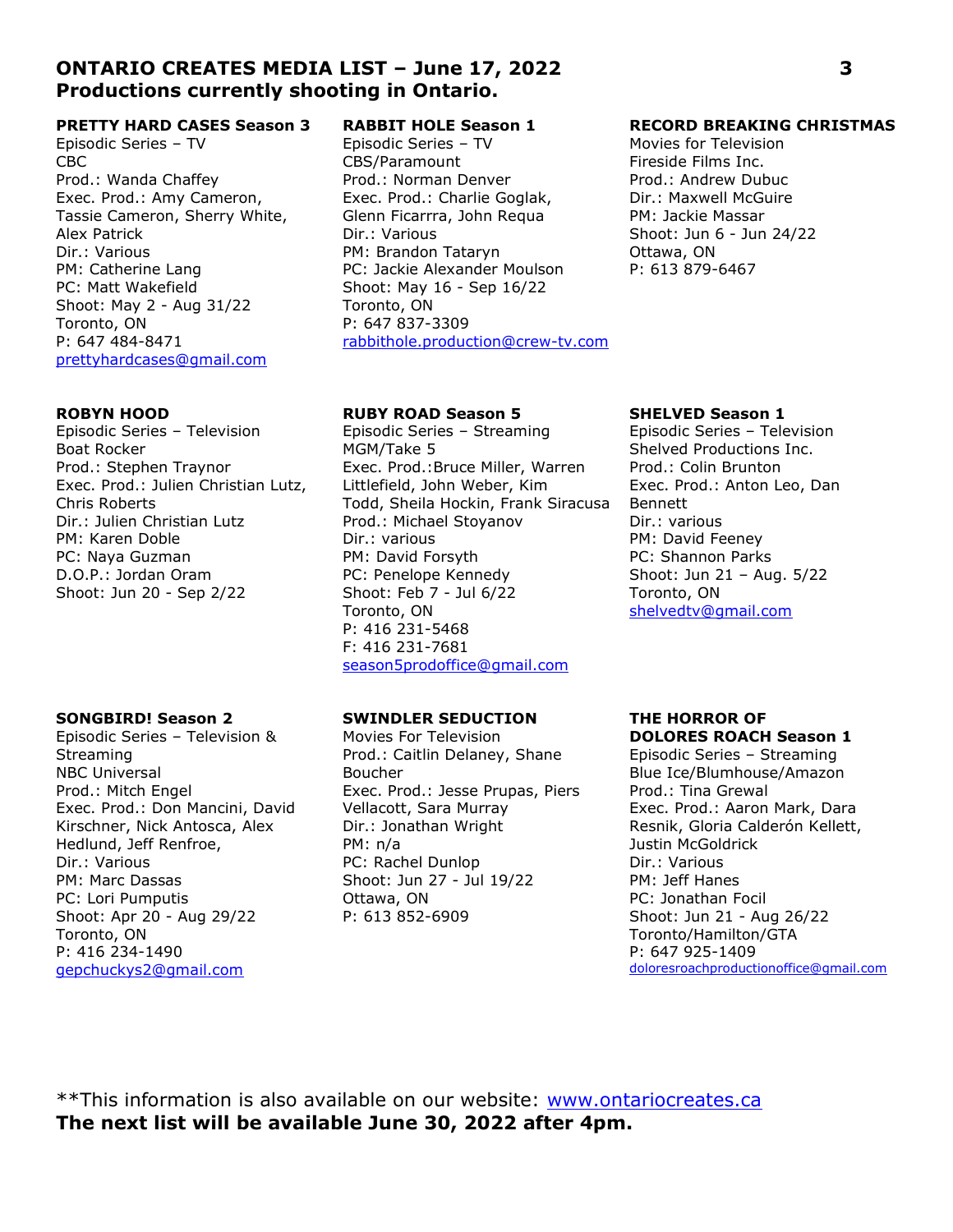## ONTARIO CREATES MEDIA LIST – June 17, 2022
## Productions currently shooting in Ontario.

**PRETTY HARD CASES Season 3**
Episodic Series – TV
CBC
Prod.: Wanda Chaffey
Exec. Prod.: Amy Cameron, Tassie Cameron, Sherry White, Alex Patrick
Dir.: Various
PM: Catherine Lang
PC: Matt Wakefield
Shoot: May 2 - Aug 31/22
Toronto, ON
P: 647 484-8471
prettyhardcases@gmail.com

**RABBIT HOLE Season 1**
Episodic Series – TV
CBS/Paramount
Prod.: Norman Denver
Exec. Prod.: Charlie Goglak, Glenn Ficarrra, John Requa
Dir.: Various
PM: Brandon Tataryn
PC: Jackie Alexander Moulson
Shoot: May 16 - Sep 16/22
Toronto, ON
P: 647 837-3309
rabbithole.production@crew-tv.com

**RECORD BREAKING CHRISTMAS**
Movies for Television
Fireside Films Inc.
Prod.: Andrew Dubuc
Dir.: Maxwell McGuire
PM: Jackie Massar
Shoot: Jun 6 - Jun 24/22
Ottawa, ON
P: 613 879-6467

**ROBYN HOOD**
Episodic Series – Television
Boat Rocker
Prod.: Stephen Traynor
Exec. Prod.: Julien Christian Lutz, Chris Roberts
Dir.: Julien Christian Lutz
PM: Karen Doble
PC: Naya Guzman
D.O.P.: Jordan Oram
Shoot: Jun 20 - Sep 2/22

**RUBY ROAD Season 5**
Episodic Series – Streaming
MGM/Take 5
Exec. Prod.:Bruce Miller, Warren Littlefield, John Weber, Kim Todd, Sheila Hockin, Frank Siracusa
Prod.: Michael Stoyanov
Dir.: various
PM: David Forsyth
PC: Penelope Kennedy
Shoot: Feb 7 - Jul 6/22
Toronto, ON
P: 416 231-5468
F: 416 231-7681
season5prodoffice@gmail.com

**SHELVED Season 1**
Episodic Series – Television
Shelved Productions Inc.
Prod.: Colin Brunton
Exec. Prod.: Anton Leo, Dan Bennett
Dir.: various
PM: David Feeney
PC: Shannon Parks
Shoot: Jun 21 – Aug. 5/22
Toronto, ON
shelvedtv@gmail.com

**SONGBIRD! Season 2**
Episodic Series – Television & Streaming
NBC Universal
Prod.: Mitch Engel
Exec. Prod.: Don Mancini, David Kirschner, Nick Antosca, Alex Hedlund, Jeff Renfroe,
Dir.: Various
PM: Marc Dassas
PC: Lori Pumputis
Shoot: Apr 20 - Aug 29/22
Toronto, ON
P: 416 234-1490
gepchuckys2@gmail.com

**SWINDLER SEDUCTION**
Movies For Television
Prod.: Caitlin Delaney, Shane Boucher
Exec. Prod.: Jesse Prupas, Piers Vellacott, Sara Murray
Dir.: Jonathan Wright
PM: n/a
PC: Rachel Dunlop
Shoot: Jun 27 - Jul 19/22
Ottawa, ON
P: 613 852-6909

**THE HORROR OF DOLORES ROACH Season 1**
Episodic Series – Streaming
Blue Ice/Blumhouse/Amazon
Prod.: Tina Grewal
Exec. Prod.: Aaron Mark, Dara Resnik, Gloria Calderón Kellett, Justin McGoldrick
Dir.: Various
PM: Jeff Hanes
PC: Jonathan Focil
Shoot: Jun 21 - Aug 26/22
Toronto/Hamilton/GTA
P: 647 925-1409
doloresroachproductionoffice@gmail.com

**This information is also available on our website: www.ontariocreates.ca
**The next list will be available June 30, 2022 after 4pm.**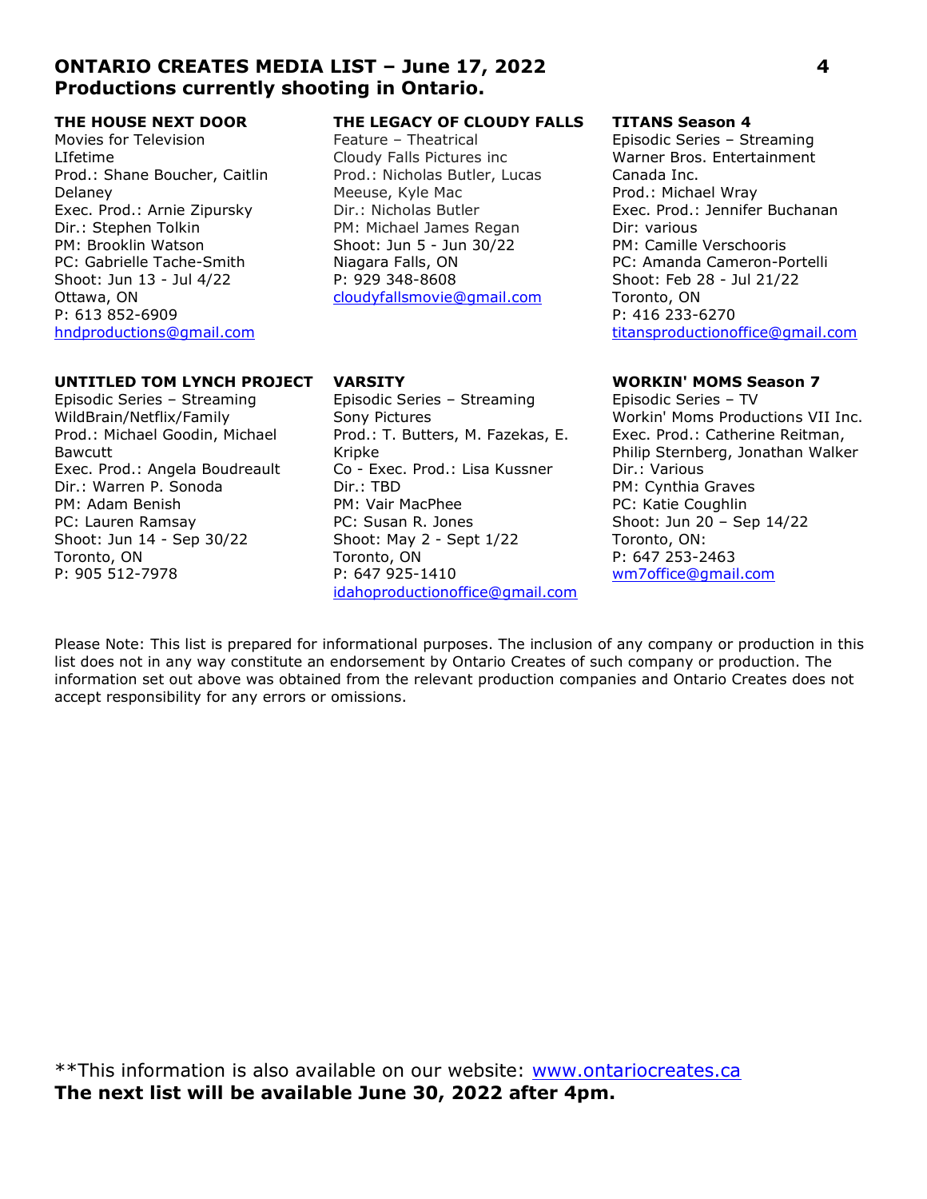## ONTARIO CREATES MEDIA LIST – June 17, 2022
## Productions currently shooting in Ontario.

**THE HOUSE NEXT DOOR**
Movies for Television
LIfetime
Prod.: Shane Boucher, Caitlin Delaney
Exec. Prod.: Arnie Zipursky
Dir.: Stephen Tolkin
PM: Brooklin Watson
PC: Gabrielle Tache-Smith
Shoot: Jun 13 - Jul 4/22
Ottawa, ON
P: 613 852-6909
hndproductions@gmail.com

**THE LEGACY OF CLOUDY FALLS**
Feature – Theatrical
Cloudy Falls Pictures inc
Prod.: Nicholas Butler, Lucas Meeuse, Kyle Mac
Dir.: Nicholas Butler
PM: Michael James Regan
Shoot: Jun 5 - Jun 30/22
Niagara Falls, ON
P: 929 348-8608
cloudyfallsmovie@gmail.com

**TITANS Season 4**
Episodic Series – Streaming
Warner Bros. Entertainment Canada Inc.
Prod.: Michael Wray
Exec. Prod.: Jennifer Buchanan
Dir: various
PM: Camille Verschooris
PC: Amanda Cameron-Portelli
Shoot: Feb 28 - Jul 21/22
Toronto, ON
P: 416 233-6270
titansproductionoffice@gmail.com

**UNTITLED TOM LYNCH PROJECT**
Episodic Series – Streaming
WildBrain/Netflix/Family
Prod.: Michael Goodin, Michael Bawcutt
Exec. Prod.: Angela Boudreault
Dir.: Warren P. Sonoda
PM: Adam Benish
PC: Lauren Ramsay
Shoot: Jun 14 - Sep 30/22
Toronto, ON
P: 905 512-7978

**VARSITY**
Episodic Series – Streaming
Sony Pictures
Prod.: T. Butters, M. Fazekas, E. Kripke
Co - Exec. Prod.: Lisa Kussner
Dir.: TBD
PM: Vair MacPhee
PC: Susan R. Jones
Shoot: May 2 - Sept 1/22
Toronto, ON
P: 647 925-1410
idahoproductionoffice@gmail.com

**WORKIN' MOMS Season 7**
Episodic Series – TV
Workin' Moms Productions VII Inc.
Exec. Prod.: Catherine Reitman, Philip Sternberg, Jonathan Walker
Dir.: Various
PM: Cynthia Graves
PC: Katie Coughlin
Shoot: Jun 20 – Sep 14/22
Toronto, ON:
P: 647 253-2463
wm7office@gmail.com

Please Note: This list is prepared for informational purposes. The inclusion of any company or production in this list does not in any way constitute an endorsement by Ontario Creates of such company or production. The information set out above was obtained from the relevant production companies and Ontario Creates does not accept responsibility for any errors or omissions.

**This information is also available on our website: www.ontariocreates.ca
**The next list will be available June 30, 2022 after 4pm.**